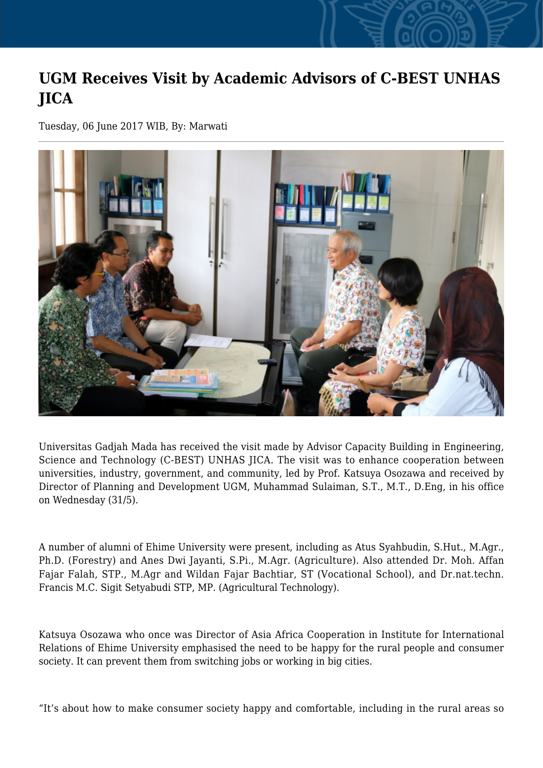# UGM Receives Visit by Academic Advisors of C-BEST UNHAS JICA

Tuesday, 06 June 2017 WIB, By: Marwati

Universitas Gadjah Mada has received the visit made by Advisor Capacity Building in Engineering, Science and Technology (C-BEST) UNHAS JICA. The visit was to enhance cooperation between universities, industry, government, and community, led by Prof. Katsuya Osozawa and received by Director of Planning and Development UGM, Muhammad Sulaiman, S.T., M.T., D.Eng, in his office on Wednesday (31/5).

A number of alumni of Ehime University were present, including as Atus Syahbudin, S.Hut., M.Agr., Ph.D. (Forestry) and Anes Dwi Jayanti, S.Pi., M.Agr. (Agriculture). Also attended Dr. Moh. Affan Fajar Falah, STP., M.Agr and Wildan Fajar Bachtiar, ST (Vocational School), and Dr.nat.techn. Francis M.C. Sigit Setyabudi STP, MP. (Agricultural Technology).

Katsuya Osozawa who once was Director of Asia Africa Cooperation in Institute for International Relations of Ehime University emphasised the need to be happy for the rural people and consumer society. It can prevent them from switching jobs or working in big cities.

“It’s about how to make consumer society happy and comfortable, including in the rural areas so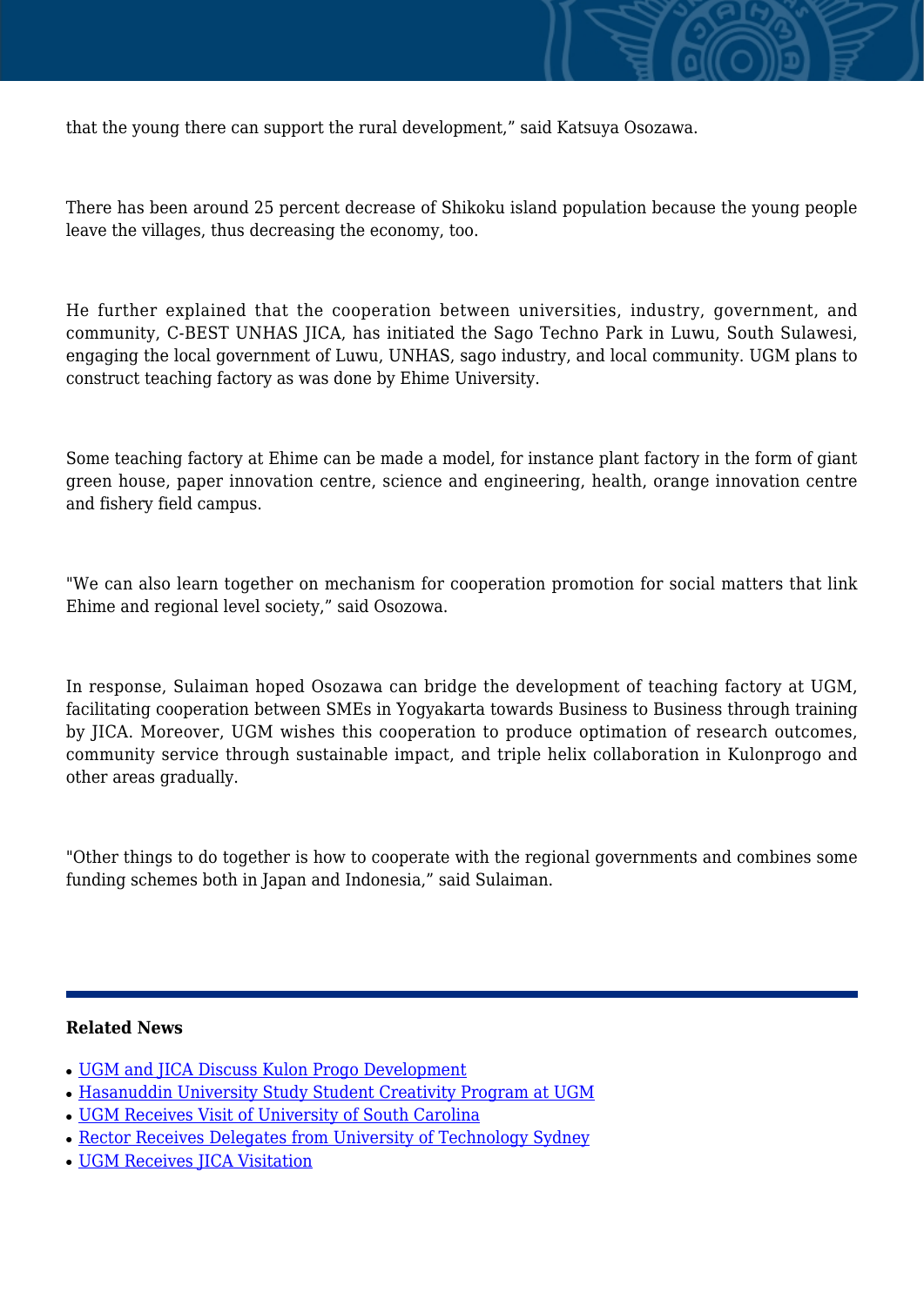that the young there can support the rural development," said Katsuya Osozawa.

There has been around 25 percent decrease of Shikoku island population because the young people leave the villages, thus decreasing the economy, too.

He further explained that the cooperation between universities, industry, government, and community, C-BEST UNHAS JICA, has initiated the Sago Techno Park in Luwu, South Sulawesi, engaging the local government of Luwu, UNHAS, sago industry, and local community. UGM plans to construct teaching factory as was done by Ehime University.

Some teaching factory at Ehime can be made a model, for instance plant factory in the form of giant green house, paper innovation centre, science and engineering, health, orange innovation centre and fishery field campus.

"We can also learn together on mechanism for cooperation promotion for social matters that link Ehime and regional level society," said Osozowa.

In response, Sulaiman hoped Osozawa can bridge the development of teaching factory at UGM, facilitating cooperation between SMEs in Yogyakarta towards Business to Business through training by JICA. Moreover, UGM wishes this cooperation to produce optimation of research outcomes, community service through sustainable impact, and triple helix collaboration in Kulonprogo and other areas gradually.

"Other things to do together is how to cooperate with the regional governments and combines some funding schemes both in Japan and Indonesia," said Sulaiman.

---

**Related News**

- UGM and JICA Discuss Kulon Progo Development
- Hasanuddin University Study Student Creativity Program at UGM
- UGM Receives Visit of University of South Carolina
- Rector Receives Delegates from University of Technology Sydney
- UGM Receives JICA Visitation